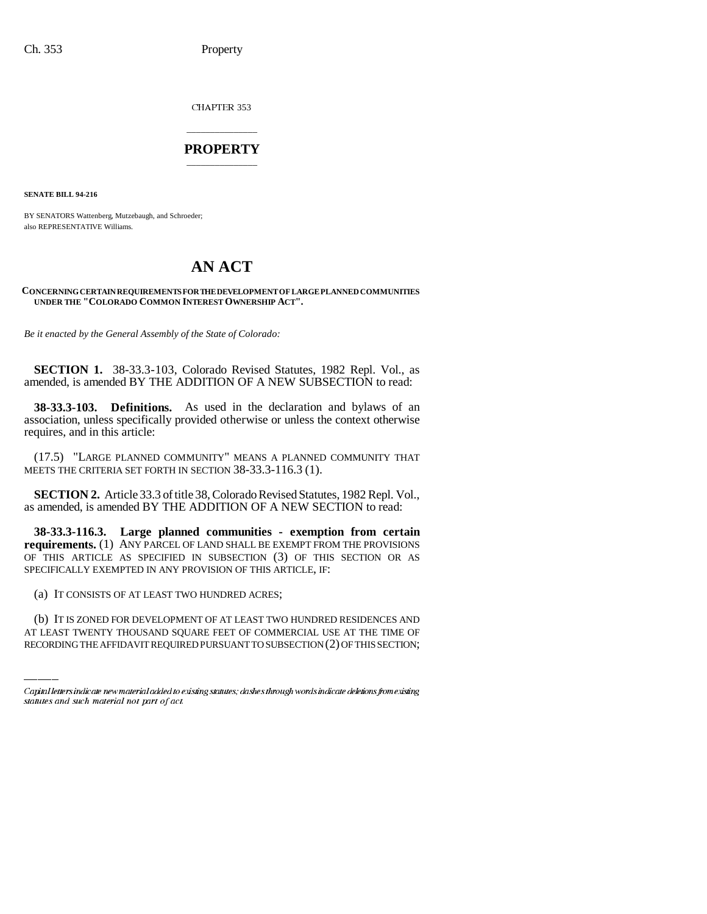CHAPTER 353

# PROPERTY

**SENATE BILL 94-216**

BY SENATORS Wattenberg, Mutzebaugh, and Schroeder;
also REPRESENTATIVE Williams.

# AN ACT

**CONCERNING CERTAIN REQUIREMENTS FOR THE DEVELOPMENT OF LARGE PLANNED COMMUNITIES UNDER THE "COLORADO COMMON INTEREST OWNERSHIP ACT".**

*Be it enacted by the General Assembly of the State of Colorado:*

**SECTION 1.** 38-33.3-103, Colorado Revised Statutes, 1982 Repl. Vol., as amended, is amended BY THE ADDITION OF A NEW SUBSECTION to read:

**38-33.3-103. Definitions.** As used in the declaration and bylaws of an association, unless specifically provided otherwise or unless the context otherwise requires, and in this article:

(17.5) "LARGE PLANNED COMMUNITY" MEANS A PLANNED COMMUNITY THAT MEETS THE CRITERIA SET FORTH IN SECTION 38-33.3-116.3 (1).

**SECTION 2.** Article 33.3 of title 38, Colorado Revised Statutes, 1982 Repl. Vol., as amended, is amended BY THE ADDITION OF A NEW SECTION to read:

**38-33.3-116.3. Large planned communities - exemption from certain requirements.** (1) ANY PARCEL OF LAND SHALL BE EXEMPT FROM THE PROVISIONS OF THIS ARTICLE AS SPECIFIED IN SUBSECTION (3) OF THIS SECTION OR AS SPECIFICALLY EXEMPTED IN ANY PROVISION OF THIS ARTICLE, IF:

(a) IT CONSISTS OF AT LEAST TWO HUNDRED ACRES;

(b) IT IS ZONED FOR DEVELOPMENT OF AT LEAST TWO HUNDRED RESIDENCES AND AT LEAST TWENTY THOUSAND SQUARE FEET OF COMMERCIAL USE AT THE TIME OF RECORDING THE AFFIDAVIT REQUIRED PURSUANT TO SUBSECTION (2) OF THIS SECTION;

*Capital letters indicate new material added to existing statutes; dashes through words indicate deletions from existing statutes and such material not part of act.*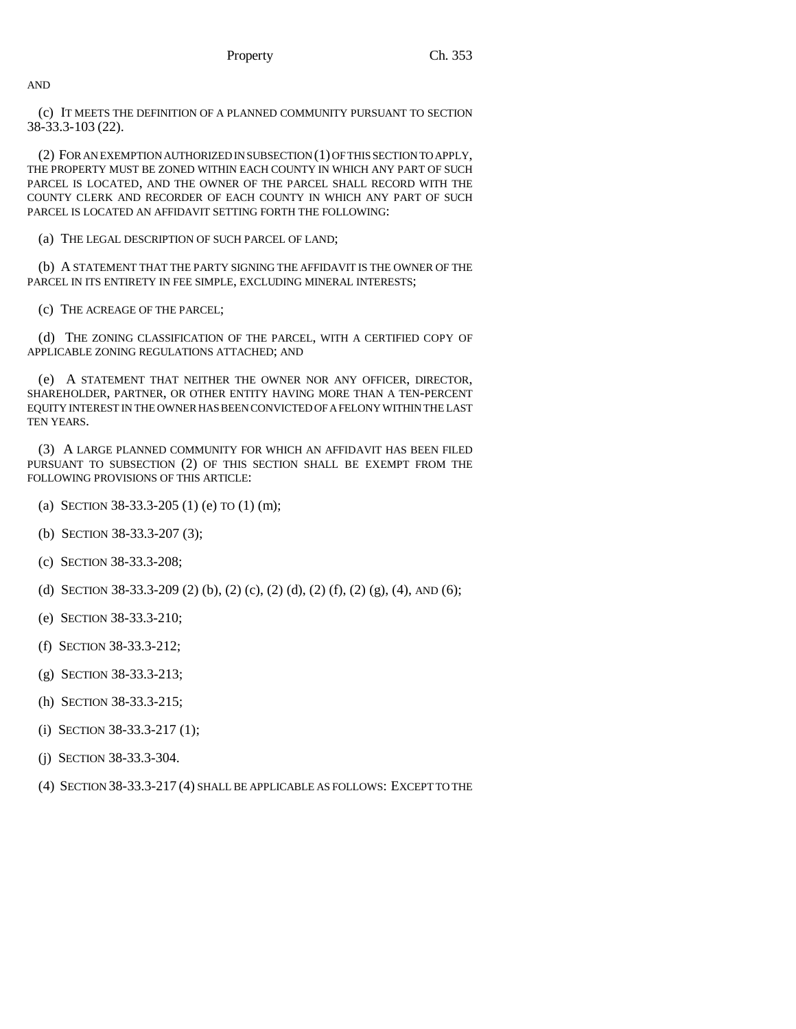AND

(c) IT MEETS THE DEFINITION OF A PLANNED COMMUNITY PURSUANT TO SECTION 38-33.3-103 (22).

(2) FOR AN EXEMPTION AUTHORIZED IN SUBSECTION (1) OF THIS SECTION TO APPLY, THE PROPERTY MUST BE ZONED WITHIN EACH COUNTY IN WHICH ANY PART OF SUCH PARCEL IS LOCATED, AND THE OWNER OF THE PARCEL SHALL RECORD WITH THE COUNTY CLERK AND RECORDER OF EACH COUNTY IN WHICH ANY PART OF SUCH PARCEL IS LOCATED AN AFFIDAVIT SETTING FORTH THE FOLLOWING:

(a) THE LEGAL DESCRIPTION OF SUCH PARCEL OF LAND;

(b) A STATEMENT THAT THE PARTY SIGNING THE AFFIDAVIT IS THE OWNER OF THE PARCEL IN ITS ENTIRETY IN FEE SIMPLE, EXCLUDING MINERAL INTERESTS;

(c) THE ACREAGE OF THE PARCEL;

(d) THE ZONING CLASSIFICATION OF THE PARCEL, WITH A CERTIFIED COPY OF APPLICABLE ZONING REGULATIONS ATTACHED; AND

(e) A STATEMENT THAT NEITHER THE OWNER NOR ANY OFFICER, DIRECTOR, SHAREHOLDER, PARTNER, OR OTHER ENTITY HAVING MORE THAN A TEN-PERCENT EQUITY INTEREST IN THE OWNER HAS BEEN CONVICTED OF A FELONY WITHIN THE LAST TEN YEARS.

(3) A LARGE PLANNED COMMUNITY FOR WHICH AN AFFIDAVIT HAS BEEN FILED PURSUANT TO SUBSECTION (2) OF THIS SECTION SHALL BE EXEMPT FROM THE FOLLOWING PROVISIONS OF THIS ARTICLE:

(a) SECTION 38-33.3-205 (1) (e) TO (1) (m);

(b) SECTION 38-33.3-207 (3);

(c) SECTION 38-33.3-208;

(d) SECTION 38-33.3-209 (2) (b), (2) (c), (2) (d), (2) (f), (2) (g), (4), AND (6);

(e) SECTION 38-33.3-210;

(f) SECTION 38-33.3-212;

(g) SECTION 38-33.3-213;

(h) SECTION 38-33.3-215;

(i) SECTION 38-33.3-217 (1);

(j) SECTION 38-33.3-304.

(4) SECTION 38-33.3-217 (4) SHALL BE APPLICABLE AS FOLLOWS: EXCEPT TO THE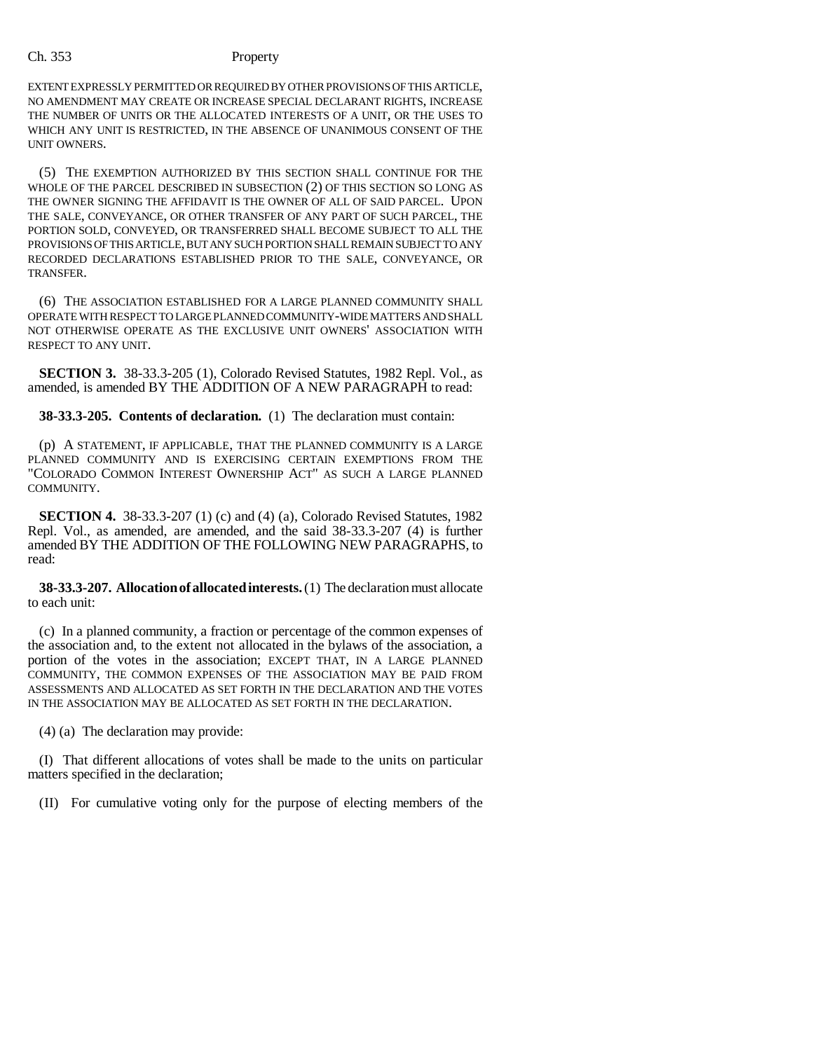EXTENT EXPRESSLY PERMITTED OR REQUIRED BY OTHER PROVISIONS OF THIS ARTICLE, NO AMENDMENT MAY CREATE OR INCREASE SPECIAL DECLARANT RIGHTS, INCREASE THE NUMBER OF UNITS OR THE ALLOCATED INTERESTS OF A UNIT, OR THE USES TO WHICH ANY UNIT IS RESTRICTED, IN THE ABSENCE OF UNANIMOUS CONSENT OF THE UNIT OWNERS.

(5) THE EXEMPTION AUTHORIZED BY THIS SECTION SHALL CONTINUE FOR THE WHOLE OF THE PARCEL DESCRIBED IN SUBSECTION (2) OF THIS SECTION SO LONG AS THE OWNER SIGNING THE AFFIDAVIT IS THE OWNER OF ALL OF SAID PARCEL. UPON THE SALE, CONVEYANCE, OR OTHER TRANSFER OF ANY PART OF SUCH PARCEL, THE PORTION SOLD, CONVEYED, OR TRANSFERRED SHALL BECOME SUBJECT TO ALL THE PROVISIONS OF THIS ARTICLE, BUT ANY SUCH PORTION SHALL REMAIN SUBJECT TO ANY RECORDED DECLARATIONS ESTABLISHED PRIOR TO THE SALE, CONVEYANCE, OR TRANSFER.

(6) THE ASSOCIATION ESTABLISHED FOR A LARGE PLANNED COMMUNITY SHALL OPERATE WITH RESPECT TO LARGE PLANNED COMMUNITY-WIDE MATTERS AND SHALL NOT OTHERWISE OPERATE AS THE EXCLUSIVE UNIT OWNERS' ASSOCIATION WITH RESPECT TO ANY UNIT.

**SECTION 3.** 38-33.3-205 (1), Colorado Revised Statutes, 1982 Repl. Vol., as amended, is amended BY THE ADDITION OF A NEW PARAGRAPH to read:

**38-33.3-205. Contents of declaration.** (1) The declaration must contain:

(p) A STATEMENT, IF APPLICABLE, THAT THE PLANNED COMMUNITY IS A LARGE PLANNED COMMUNITY AND IS EXERCISING CERTAIN EXEMPTIONS FROM THE "COLORADO COMMON INTEREST OWNERSHIP ACT" AS SUCH A LARGE PLANNED COMMUNITY.

**SECTION 4.** 38-33.3-207 (1) (c) and (4) (a), Colorado Revised Statutes, 1982 Repl. Vol., as amended, are amended, and the said 38-33.3-207 (4) is further amended BY THE ADDITION OF THE FOLLOWING NEW PARAGRAPHS, to read:

**38-33.3-207. Allocation of allocated interests.** (1) The declaration must allocate to each unit:

(c) In a planned community, a fraction or percentage of the common expenses of the association and, to the extent not allocated in the bylaws of the association, a portion of the votes in the association; EXCEPT THAT, IN A LARGE PLANNED COMMUNITY, THE COMMON EXPENSES OF THE ASSOCIATION MAY BE PAID FROM ASSESSMENTS AND ALLOCATED AS SET FORTH IN THE DECLARATION AND THE VOTES IN THE ASSOCIATION MAY BE ALLOCATED AS SET FORTH IN THE DECLARATION.

(4) (a) The declaration may provide:

(I) That different allocations of votes shall be made to the units on particular matters specified in the declaration;

(II) For cumulative voting only for the purpose of electing members of the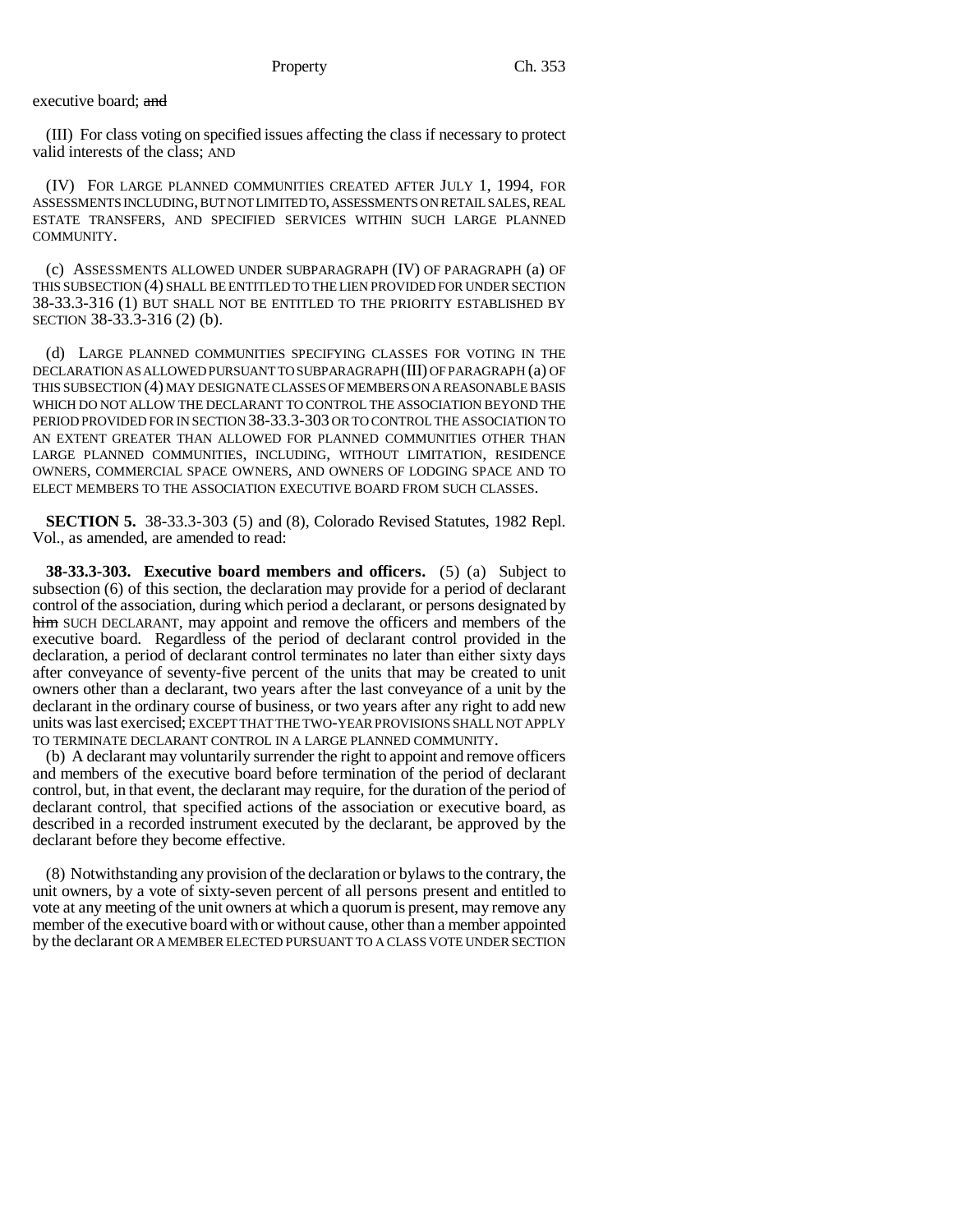executive board; ~~and~~

(III) For class voting on specified issues affecting the class if necessary to protect valid interests of the class; AND

(IV) FOR LARGE PLANNED COMMUNITIES CREATED AFTER JULY 1, 1994, FOR ASSESSMENTS INCLUDING, BUT NOT LIMITED TO, ASSESSMENTS ON RETAIL SALES, REAL ESTATE TRANSFERS, AND SPECIFIED SERVICES WITHIN SUCH LARGE PLANNED COMMUNITY.

(c) ASSESSMENTS ALLOWED UNDER SUBPARAGRAPH (IV) OF PARAGRAPH (a) OF THIS SUBSECTION (4) SHALL BE ENTITLED TO THE LIEN PROVIDED FOR UNDER SECTION 38-33.3-316 (1) BUT SHALL NOT BE ENTITLED TO THE PRIORITY ESTABLISHED BY SECTION 38-33.3-316 (2) (b).

(d) LARGE PLANNED COMMUNITIES SPECIFYING CLASSES FOR VOTING IN THE DECLARATION AS ALLOWED PURSUANT TO SUBPARAGRAPH (III) OF PARAGRAPH (a) OF THIS SUBSECTION (4) MAY DESIGNATE CLASSES OF MEMBERS ON A REASONABLE BASIS WHICH DO NOT ALLOW THE DECLARANT TO CONTROL THE ASSOCIATION BEYOND THE PERIOD PROVIDED FOR IN SECTION 38-33.3-303 OR TO CONTROL THE ASSOCIATION TO AN EXTENT GREATER THAN ALLOWED FOR PLANNED COMMUNITIES OTHER THAN LARGE PLANNED COMMUNITIES, INCLUDING, WITHOUT LIMITATION, RESIDENCE OWNERS, COMMERCIAL SPACE OWNERS, AND OWNERS OF LODGING SPACE AND TO ELECT MEMBERS TO THE ASSOCIATION EXECUTIVE BOARD FROM SUCH CLASSES.

**SECTION 5.** 38-33.3-303 (5) and (8), Colorado Revised Statutes, 1982 Repl. Vol., as amended, are amended to read:

**38-33.3-303. Executive board members and officers.** (5) (a) Subject to subsection (6) of this section, the declaration may provide for a period of declarant control of the association, during which period a declarant, or persons designated by ~~him~~ SUCH DECLARANT, may appoint and remove the officers and members of the executive board. Regardless of the period of declarant control provided in the declaration, a period of declarant control terminates no later than either sixty days after conveyance of seventy-five percent of the units that may be created to unit owners other than a declarant, two years after the last conveyance of a unit by the declarant in the ordinary course of business, or two years after any right to add new units was last exercised; EXCEPT THAT THE TWO-YEAR PROVISIONS SHALL NOT APPLY TO TERMINATE DECLARANT CONTROL IN A LARGE PLANNED COMMUNITY.

(b) A declarant may voluntarily surrender the right to appoint and remove officers and members of the executive board before termination of the period of declarant control, but, in that event, the declarant may require, for the duration of the period of declarant control, that specified actions of the association or executive board, as described in a recorded instrument executed by the declarant, be approved by the declarant before they become effective.

(8) Notwithstanding any provision of the declaration or bylaws to the contrary, the unit owners, by a vote of sixty-seven percent of all persons present and entitled to vote at any meeting of the unit owners at which a quorum is present, may remove any member of the executive board with or without cause, other than a member appointed by the declarant OR A MEMBER ELECTED PURSUANT TO A CLASS VOTE UNDER SECTION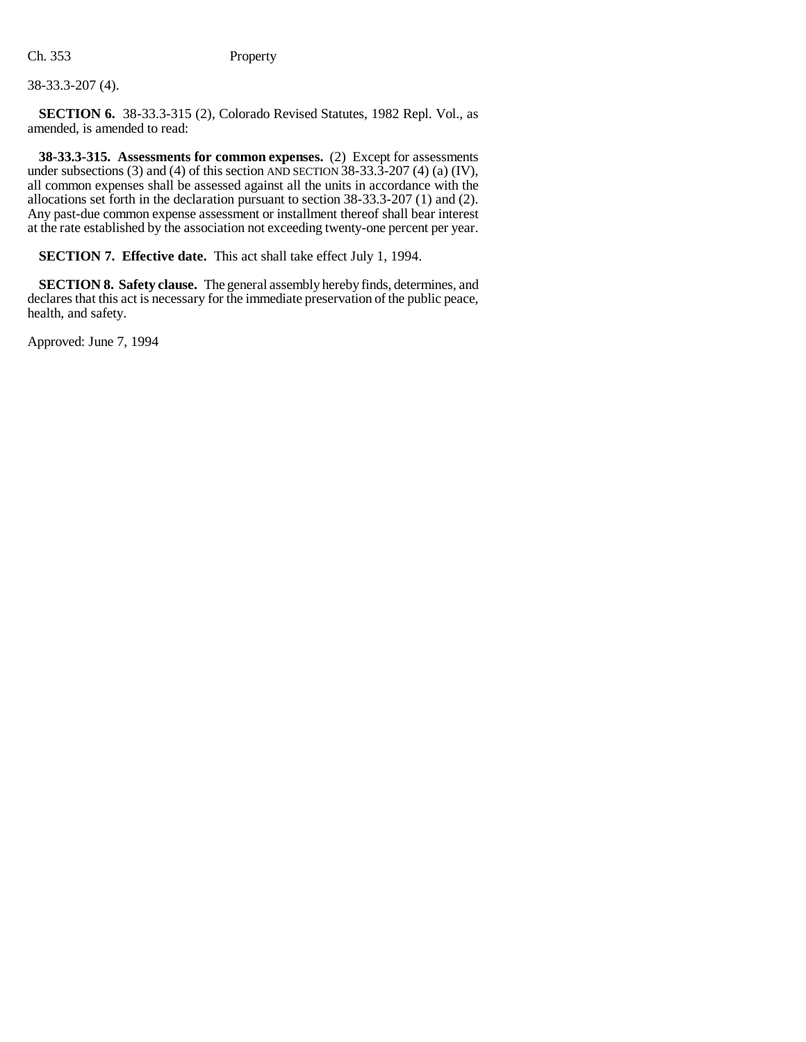38-33.3-207 (4).

**SECTION 6.** 38-33.3-315 (2), Colorado Revised Statutes, 1982 Repl. Vol., as amended, is amended to read:

**38-33.3-315. Assessments for common expenses.** (2) Except for assessments under subsections (3) and (4) of this section AND SECTION 38-33.3-207 (4) (a) (IV), all common expenses shall be assessed against all the units in accordance with the allocations set forth in the declaration pursuant to section 38-33.3-207 (1) and (2). Any past-due common expense assessment or installment thereof shall bear interest at the rate established by the association not exceeding twenty-one percent per year.

**SECTION 7. Effective date.** This act shall take effect July 1, 1994.

**SECTION 8. Safety clause.** The general assembly hereby finds, determines, and declares that this act is necessary for the immediate preservation of the public peace, health, and safety.

Approved: June 7, 1994